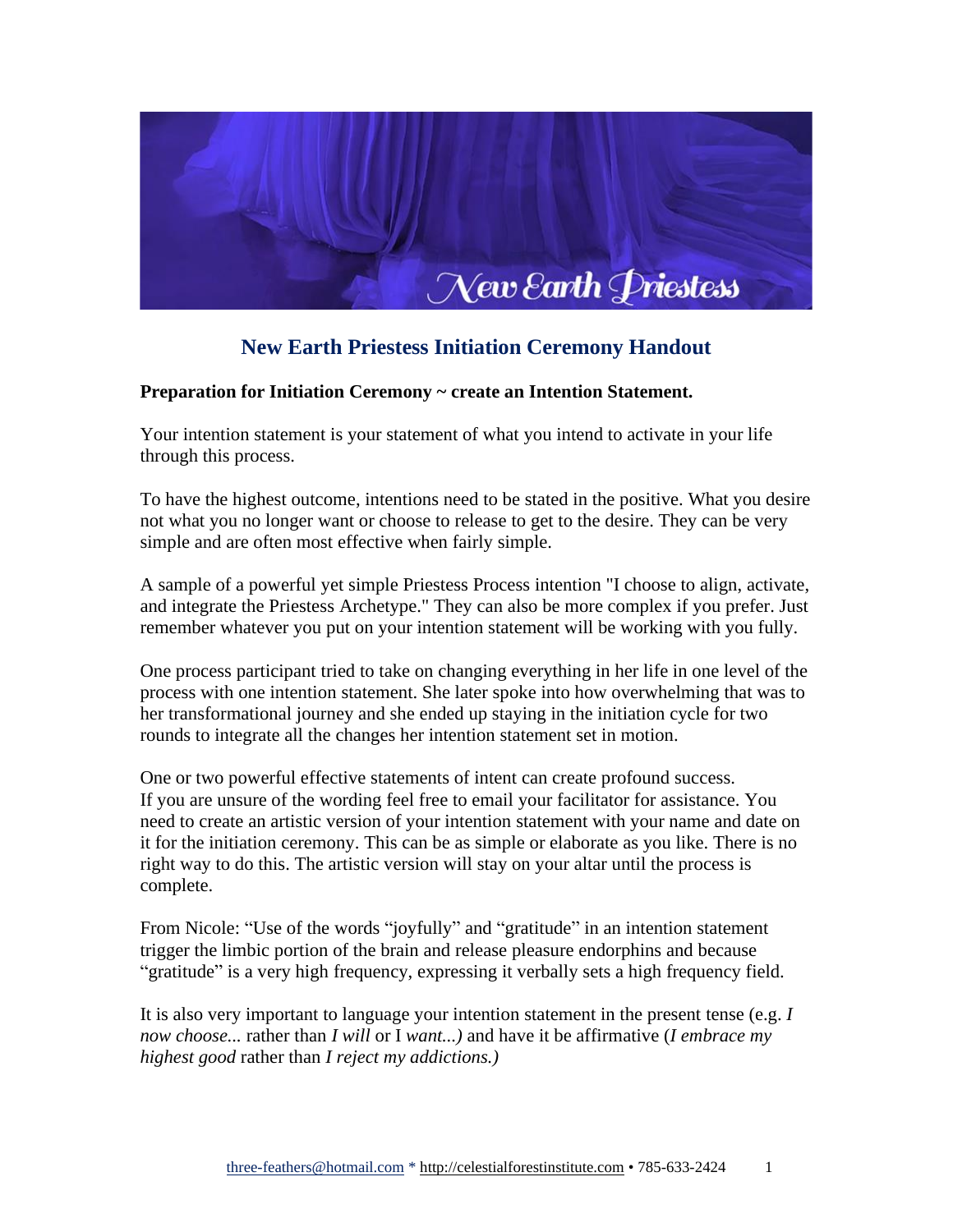# New Earth Priestess Initiation Ceremony Handout

**Preparation for Initiation Ceremony ~ create an Intention Statement.**

Your intention statement is your statement of what you intend to activate in your life through this process.

To have the highest outcome, intentions need to be stated in the positive. What you desire not what you no longer want or choose to release to get to the desire. They can be very simple and are often most effective when fairly simple.

A sample of a powerful yet simple Priestess Process intention "I choose to align, activate, and integrate the Priestess Archetype." They can also be more complex if you prefer. Just remember whatever you put on your intention statement will be working with you fully.

One process participant tried to take on changing everything in her life in one level of the process with one intention statement. She later spoke into how overwhelming that was to her transformational journey and she ended up staying in the initiation cycle for two rounds to integrate all the changes her intention statement set in motion.

One or two powerful effective statements of intent can create profound success. If you are unsure of the wording feel free to email your facilitator for assistance. You need to create an artistic version of your intention statement with your name and date on it for the initiation ceremony. This can be as simple or elaborate as you like. There is no right way to do this. The artistic version will stay on your altar until the process is complete.

From Nicole: "Use of the words "joyfully" and "gratitude" in an intention statement trigger the limbic portion of the brain and release pleasure endorphins and because "gratitude" is a very high frequency, expressing it verbally sets a high frequency field.

It is also very important to language your intention statement in the present tense (e.g. *I now choose...* rather than *I will* or I *want...)* and have it be affirmative (*I embrace my highest good* rather than *I reject my addictions.)*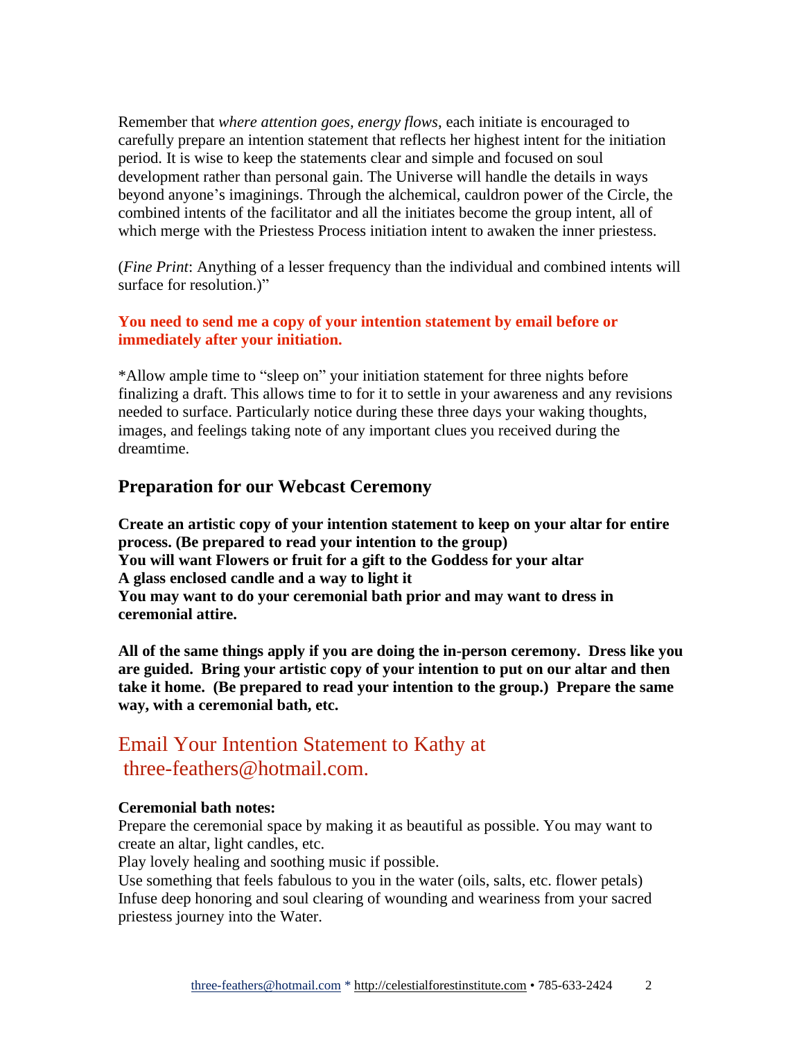Remember that *where attention goes, energy flows*, each initiate is encouraged to carefully prepare an intention statement that reflects her highest intent for the initiation period. It is wise to keep the statements clear and simple and focused on soul development rather than personal gain. The Universe will handle the details in ways beyond anyone's imaginings. Through the alchemical, cauldron power of the Circle, the combined intents of the facilitator and all the initiates become the group intent, all of which merge with the Priestess Process initiation intent to awaken the inner priestess.

(*Fine Print*: Anything of a lesser frequency than the individual and combined intents will surface for resolution.)"

**You need to send me a copy of your intention statement by email before or immediately after your initiation.**

*Allow ample time to "sleep on" your initiation statement for three nights before finalizing a draft. This allows time to for it to settle in your awareness and any revisions needed to surface. Particularly notice during these three days your waking thoughts, images, and feelings taking note of any important clues you received during the dreamtime.

## Preparation for our Webcast Ceremony

**Create an artistic copy of your intention statement to keep on your altar for entire process. (Be prepared to read your intention to the group)**
**You will want Flowers or fruit for a gift to the Goddess for your altar**
**A glass enclosed candle and a way to light it**
**You may want to do your ceremonial bath prior and may want to dress in ceremonial attire.**

**All of the same things apply if you are doing the in-person ceremony. Dress like you are guided. Bring your artistic copy of your intention to put on our altar and then take it home. (Be prepared to read your intention to the group.) Prepare the same way, with a ceremonial bath, etc.**

## Email Your Intention Statement to Kathy at three-feathers@hotmail.com.

**Ceremonial bath notes:**
Prepare the ceremonial space by making it as beautiful as possible. You may want to create an altar, light candles, etc.
Play lovely healing and soothing music if possible.
Use something that feels fabulous to you in the water (oils, salts, etc. flower petals)
Infuse deep honoring and soul clearing of wounding and weariness from your sacred priestess journey into the Water.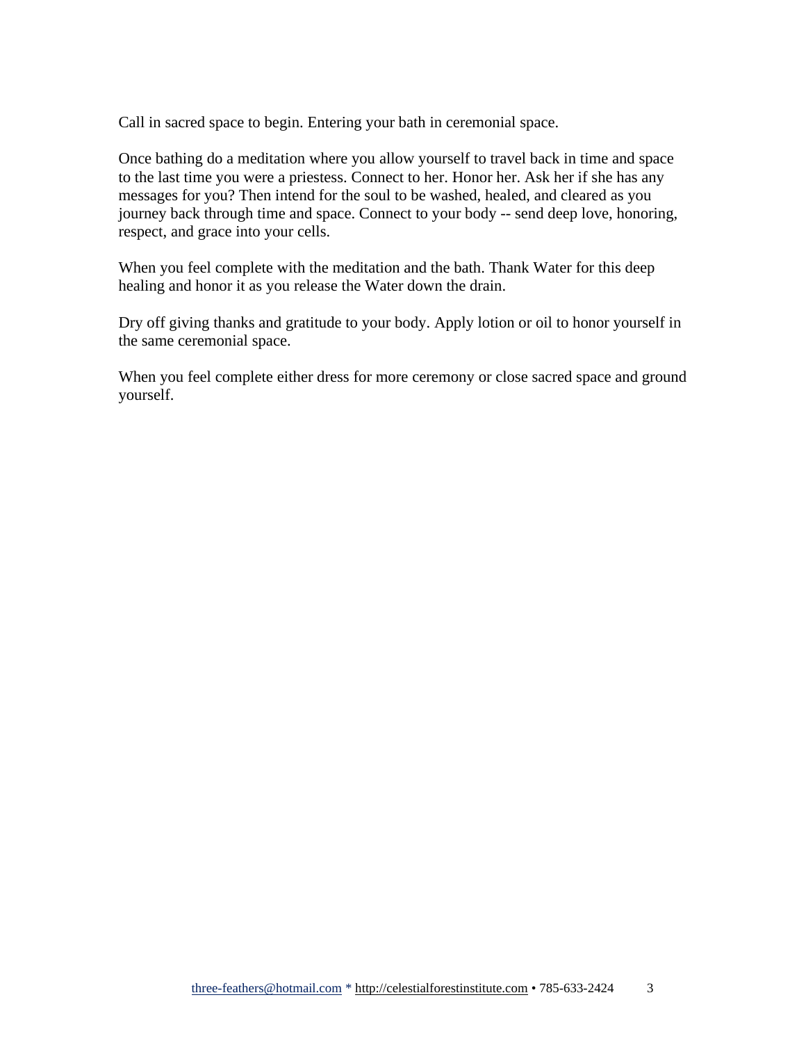Call in sacred space to begin. Entering your bath in ceremonial space.

Once bathing do a meditation where you allow yourself to travel back in time and space to the last time you were a priestess. Connect to her. Honor her. Ask her if she has any messages for you? Then intend for the soul to be washed, healed, and cleared as you journey back through time and space. Connect to your body -- send deep love, honoring, respect, and grace into your cells.

When you feel complete with the meditation and the bath. Thank Water for this deep healing and honor it as you release the Water down the drain.

Dry off giving thanks and gratitude to your body. Apply lotion or oil to honor yourself in the same ceremonial space.

When you feel complete either dress for more ceremony or close sacred space and ground yourself.